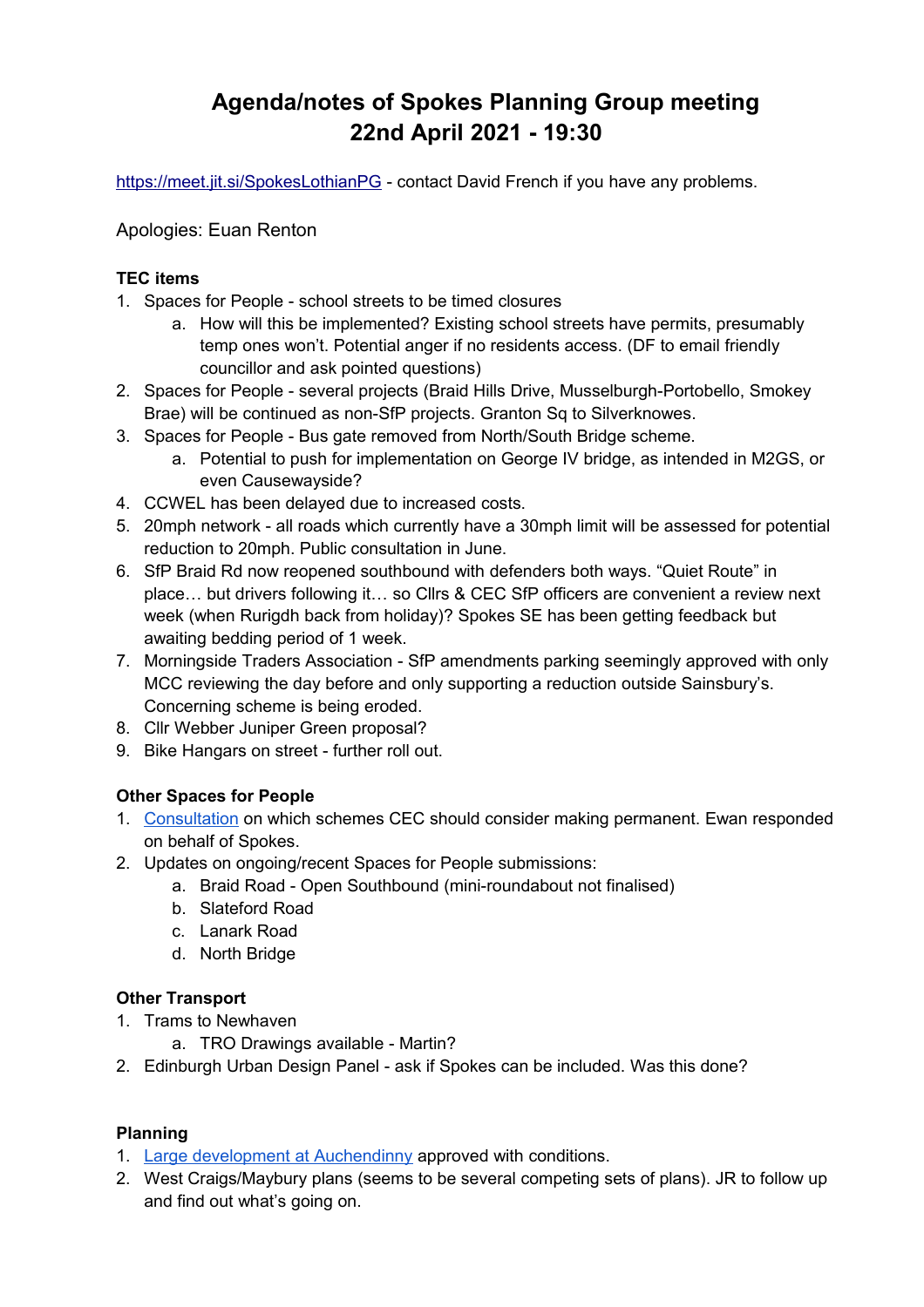# Agenda/notes of Spokes Planning Group meeting 22nd April 2021 - 19:30

[https://meet.jit.si/SpokesLothianPG](https://meet.jit.si/SpokesLothianPG) - contact David French if you have any problems.

Apologies: Euan Renton

**TEC items**

1. Spaces for People - school streets to be timed closures
    a. How will this be implemented? Existing school streets have permits, presumably temp ones won't. Potential anger if no residents access. (DF to email friendly councillor and ask pointed questions)
2. Spaces for People - several projects (Braid Hills Drive, Musselburgh-Portobello, Smokey Brae) will be continued as non-SfP projects. Granton Sq to Silverknowes.
3. Spaces for People - Bus gate removed from North/South Bridge scheme.
    a. Potential to push for implementation on George IV bridge, as intended in M2GS, or even Causewayside?
4. CCWEL has been delayed due to increased costs.
5. 20mph network - all roads which currently have a 30mph limit will be assessed for potential reduction to 20mph. Public consultation in June.
6. SfP Braid Rd now reopened southbound with defenders both ways. "Quiet Route" in place… but drivers following it… so Cllrs & CEC SfP officers are convenient a review next week (when Rurigdh back from holiday)? Spokes SE has been getting feedback but awaiting bedding period of 1 week.
7. Morningside Traders Association - SfP amendments parking seemingly approved with only MCC reviewing the day before and only supporting a reduction outside Sainsbury's. Concerning scheme is being eroded.
8. Cllr Webber Juniper Green proposal?
9. Bike Hangars on street - further roll out.

**Other Spaces for People**

1. Consultation on which schemes CEC should consider making permanent. Ewan responded on behalf of Spokes.
2. Updates on ongoing/recent Spaces for People submissions:
    a. Braid Road - Open Southbound (mini-roundabout not finalised)
    b. Slateford Road
    c. Lanark Road
    d. North Bridge

**Other Transport**

1. Trams to Newhaven
    a. TRO Drawings available - Martin?
2. Edinburgh Urban Design Panel - ask if Spokes can be included. Was this done?

**Planning**

1. Large development at Auchendinny approved with conditions.
2. West Craigs/Maybury plans (seems to be several competing sets of plans). JR to follow up and find out what's going on.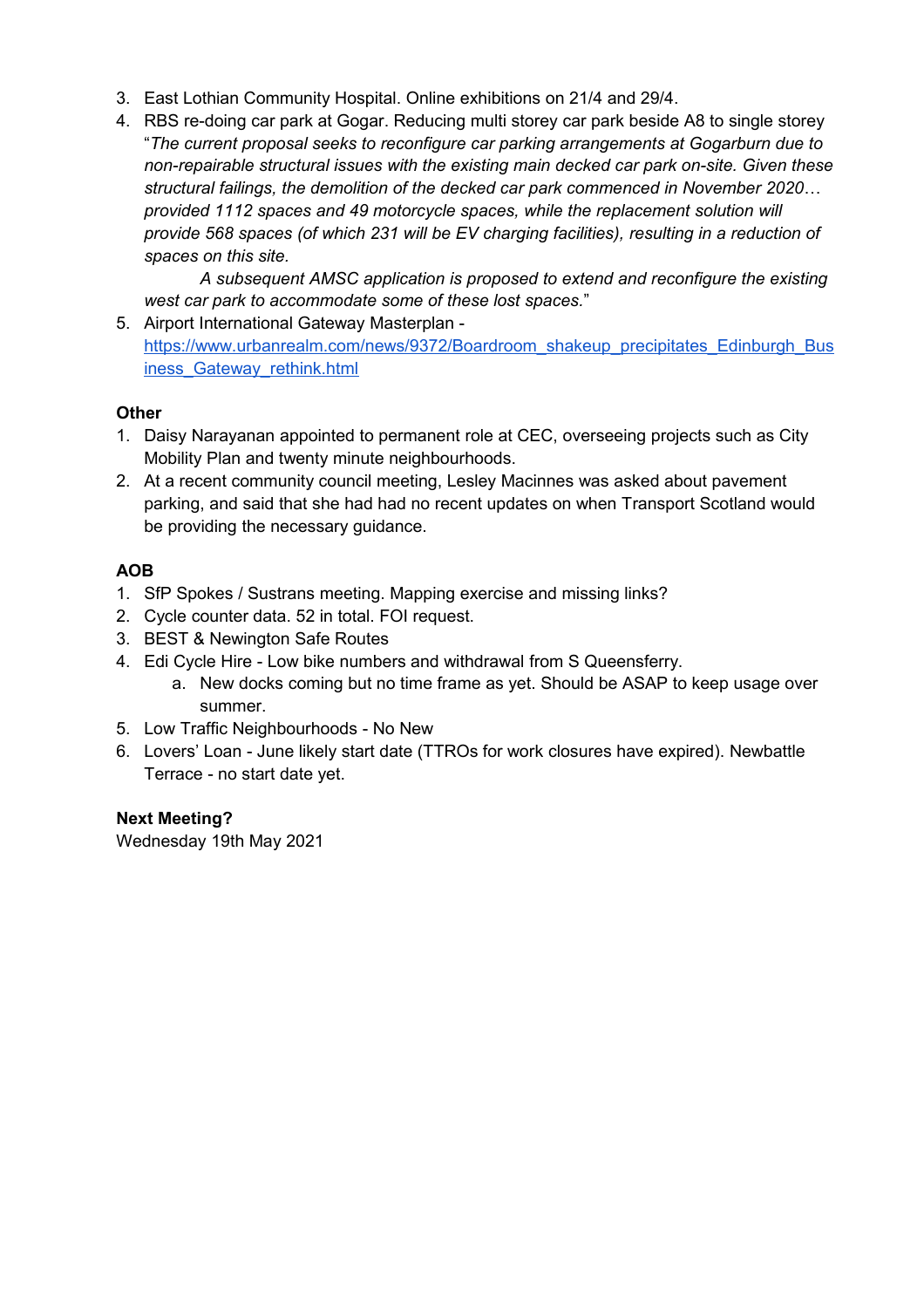3. East Lothian Community Hospital. Online exhibitions on 21/4 and 29/4.
4. RBS re-doing car park at Gogar. Reducing multi storey car park beside A8 to single storey "*The current proposal seeks to reconfigure car parking arrangements at Gogarburn due to non-repairable structural issues with the existing main decked car park on-site. Given these structural failings, the demolition of the decked car park commenced in November 2020… provided 1112 spaces and 49 motorcycle spaces, while the replacement solution will provide 568 spaces (of which 231 will be EV charging facilities), resulting in a reduction of spaces on this site.*

   *A subsequent AMSC application is proposed to extend and reconfigure the existing west car park to accommodate some of these lost spaces.*"
5. Airport International Gateway Masterplan - [https://www.urbanrealm.com/news/9372/Boardroom_shakeup_precipitates_Edinburgh_Business_Gateway_rethink.html](https://www.urbanrealm.com/news/9372/Boardroom_shakeup_precipitates_Edinburgh_Business_Gateway_rethink.html)

**Other**

1. Daisy Narayanan appointed to permanent role at CEC, overseeing projects such as City Mobility Plan and twenty minute neighbourhoods.
2. At a recent community council meeting, Lesley Macinnes was asked about pavement parking, and said that she had had no recent updates on when Transport Scotland would be providing the necessary guidance.

**AOB**

1. SfP Spokes / Sustrans meeting. Mapping exercise and missing links?
2. Cycle counter data. 52 in total. FOI request.
3. BEST & Newington Safe Routes
4. Edi Cycle Hire - Low bike numbers and withdrawal from S Queensferry.
   a. New docks coming but no time frame as yet. Should be ASAP to keep usage over summer.
5. Low Traffic Neighbourhoods - No New
6. Lovers' Loan - June likely start date (TTROs for work closures have expired). Newbattle Terrace - no start date yet.

**Next Meeting?**

Wednesday 19th May 2021